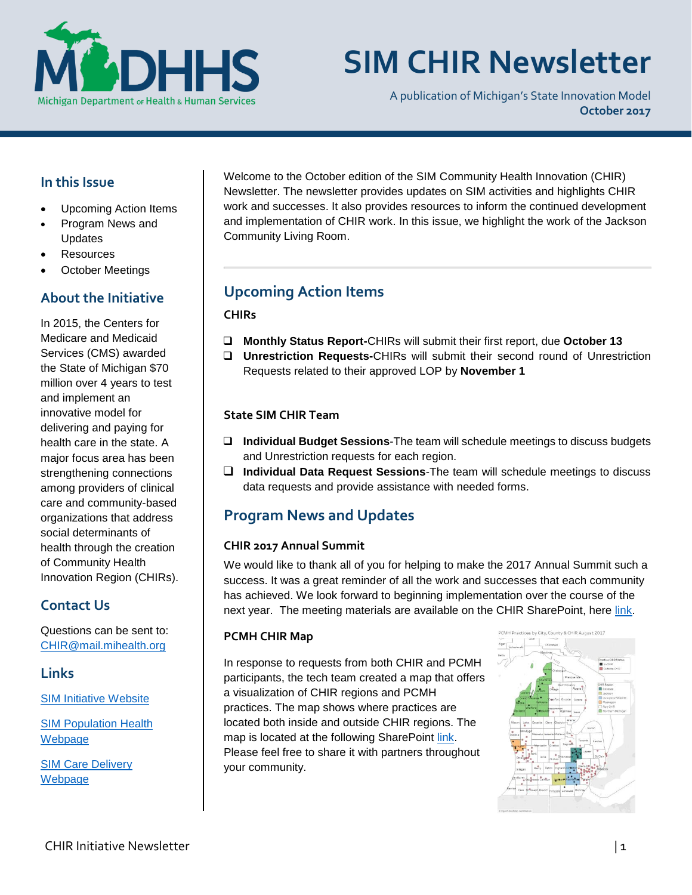# SIM CHIR Newsletter

A publication of Michigan's State Innovation Model
**October 2017**

Welcome to the October edition of the SIM Community Health Innovation (CHIR) Newsletter. The newsletter provides updates on SIM activities and highlights CHIR work and successes. It also provides resources to inform the continued development and implementation of CHIR work. In this issue, we highlight the work of the Jackson Community Living Room.

## In this Issue

- Upcoming Action Items
- Program News and Updates
- Resources
- October Meetings

## About the Initiative

In 2015, the Centers for Medicare and Medicaid Services (CMS) awarded the State of Michigan $70 million over 4 years to test and implement an innovative model for delivering and paying for health care in the state. A major focus area has been strengthening connections among providers of clinical care and community-based organizations that address social determinants of health through the creation of Community Health Innovation Region (CHIRs).

## Contact Us

Questions can be sent to: [CHIR@mail.mihealth.org](mailto:CHIR@mail.mihealth.org)

## Links

[SIM Initiative Website]

[SIM Population Health Webpage]

[SIM Care Delivery Webpage]

## Upcoming Action Items

### CHIRs

- ❑ **Monthly Status Report-**CHIRs will submit their first report, due **October 13**
- ❑ **Unrestriction Requests-**CHIRs will submit their second round of Unrestriction Requests related to their approved LOP by **November 1**

### State SIM CHIR Team

- ❑ **Individual Budget Sessions**-The team will schedule meetings to discuss budgets and Unrestriction requests for each region.
- ❑ **Individual Data Request Sessions**-The team will schedule meetings to discuss data requests and provide assistance with needed forms.

## Program News and Updates

### CHIR 2017 Annual Summit

We would like to thank all of you for helping to make the 2017 Annual Summit such a success. It was a great reminder of all the work and successes that each community has achieved. We look forward to beginning implementation over the course of the next year. The meeting materials are available on the CHIR SharePoint, here [link].

### PCMH CHIR Map

In response to requests from both CHIR and PCMH participants, the tech team created a map that offers a visualization of CHIR regions and PCMH practices. The map shows where practices are located both inside and outside CHIR regions. The map is located at the following SharePoint [link]. Please feel free to share it with partners throughout your community.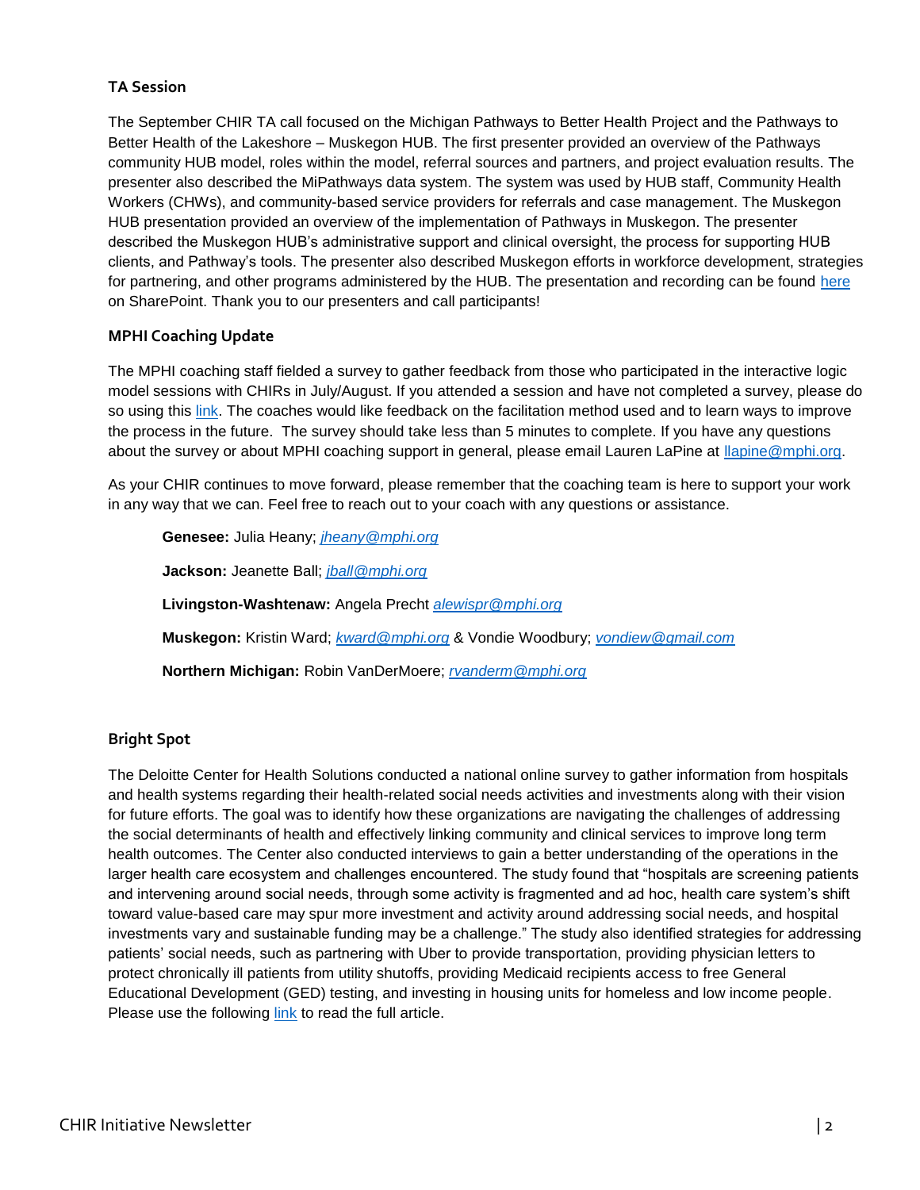### TA Session

The September CHIR TA call focused on the Michigan Pathways to Better Health Project and the Pathways to Better Health of the Lakeshore – Muskegon HUB. The first presenter provided an overview of the Pathways community HUB model, roles within the model, referral sources and partners, and project evaluation results. The presenter also described the MiPathways data system. The system was used by HUB staff, Community Health Workers (CHWs), and community-based service providers for referrals and case management. The Muskegon HUB presentation provided an overview of the implementation of Pathways in Muskegon. The presenter described the Muskegon HUB's administrative support and clinical oversight, the process for supporting HUB clients, and Pathway's tools. The presenter also described Muskegon efforts in workforce development, strategies for partnering, and other programs administered by the HUB. The presentation and recording can be found here on SharePoint. Thank you to our presenters and call participants!

### MPHI Coaching Update

The MPHI coaching staff fielded a survey to gather feedback from those who participated in the interactive logic model sessions with CHIRs in July/August. If you attended a session and have not completed a survey, please do so using this link. The coaches would like feedback on the facilitation method used and to learn ways to improve the process in the future. The survey should take less than 5 minutes to complete. If you have any questions about the survey or about MPHI coaching support in general, please email Lauren LaPine at llapine@mphi.org.

As your CHIR continues to move forward, please remember that the coaching team is here to support your work in any way that we can. Feel free to reach out to your coach with any questions or assistance.

**Genesee:** Julia Heany; *jheany@mphi.org*

**Jackson:** Jeanette Ball; *jball@mphi.org*

**Livingston-Washtenaw:** Angela Precht *alewispr@mphi.org*

**Muskegon:** Kristin Ward; *kward@mphi.org* & Vondie Woodbury; *vondiew@gmail.com*

**Northern Michigan:** Robin VanDerMoere; *rvanderm@mphi.org*

### Bright Spot

The Deloitte Center for Health Solutions conducted a national online survey to gather information from hospitals and health systems regarding their health-related social needs activities and investments along with their vision for future efforts. The goal was to identify how these organizations are navigating the challenges of addressing the social determinants of health and effectively linking community and clinical services to improve long term health outcomes. The Center also conducted interviews to gain a better understanding of the operations in the larger health care ecosystem and challenges encountered. The study found that "hospitals are screening patients and intervening around social needs, through some activity is fragmented and ad hoc, health care system's shift toward value-based care may spur more investment and activity around addressing social needs, and hospital investments vary and sustainable funding may be a challenge." The study also identified strategies for addressing patients' social needs, such as partnering with Uber to provide transportation, providing physician letters to protect chronically ill patients from utility shutoffs, providing Medicaid recipients access to free General Educational Development (GED) testing, and investing in housing units for homeless and low income people. Please use the following link to read the full article.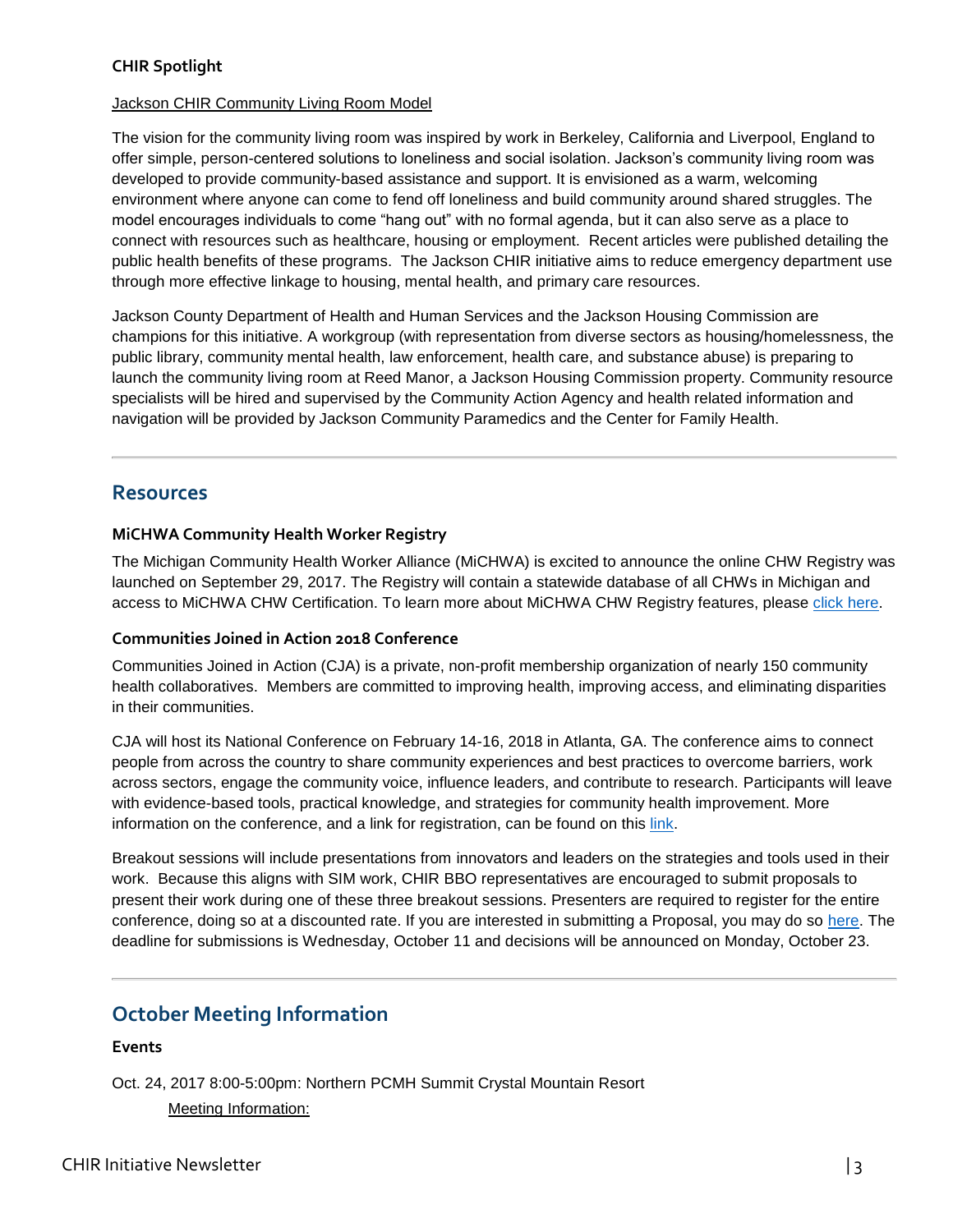**CHIR Spotlight**

Jackson CHIR Community Living Room Model

The vision for the community living room was inspired by work in Berkeley, California and Liverpool, England to offer simple, person-centered solutions to loneliness and social isolation. Jackson's community living room was developed to provide community-based assistance and support. It is envisioned as a warm, welcoming environment where anyone can come to fend off loneliness and build community around shared struggles. The model encourages individuals to come "hang out" with no formal agenda, but it can also serve as a place to connect with resources such as healthcare, housing or employment. Recent articles were published detailing the public health benefits of these programs. The Jackson CHIR initiative aims to reduce emergency department use through more effective linkage to housing, mental health, and primary care resources.

Jackson County Department of Health and Human Services and the Jackson Housing Commission are champions for this initiative. A workgroup (with representation from diverse sectors as housing/homelessness, the public library, community mental health, law enforcement, health care, and substance abuse) is preparing to launch the community living room at Reed Manor, a Jackson Housing Commission property. Community resource specialists will be hired and supervised by the Community Action Agency and health related information and navigation will be provided by Jackson Community Paramedics and the Center for Family Health.

---

## Resources

**MiCHWA Community Health Worker Registry**

The Michigan Community Health Worker Alliance (MiCHWA) is excited to announce the online CHW Registry was launched on September 29, 2017. The Registry will contain a statewide database of all CHWs in Michigan and access to MiCHWA CHW Certification. To learn more about MiCHWA CHW Registry features, please click here.

**Communities Joined in Action 2018 Conference**

Communities Joined in Action (CJA) is a private, non-profit membership organization of nearly 150 community health collaboratives. Members are committed to improving health, improving access, and eliminating disparities in their communities.

CJA will host its National Conference on February 14-16, 2018 in Atlanta, GA. The conference aims to connect people from across the country to share community experiences and best practices to overcome barriers, work across sectors, engage the community voice, influence leaders, and contribute to research. Participants will leave with evidence-based tools, practical knowledge, and strategies for community health improvement. More information on the conference, and a link for registration, can be found on this link.

Breakout sessions will include presentations from innovators and leaders on the strategies and tools used in their work. Because this aligns with SIM work, CHIR BBO representatives are encouraged to submit proposals to present their work during one of these three breakout sessions. Presenters are required to register for the entire conference, doing so at a discounted rate. If you are interested in submitting a Proposal, you may do so here. The deadline for submissions is Wednesday, October 11 and decisions will be announced on Monday, October 23.

---

## October Meeting Information

**Events**

Oct. 24, 2017 8:00-5:00pm: Northern PCMH Summit Crystal Mountain Resort

Meeting Information: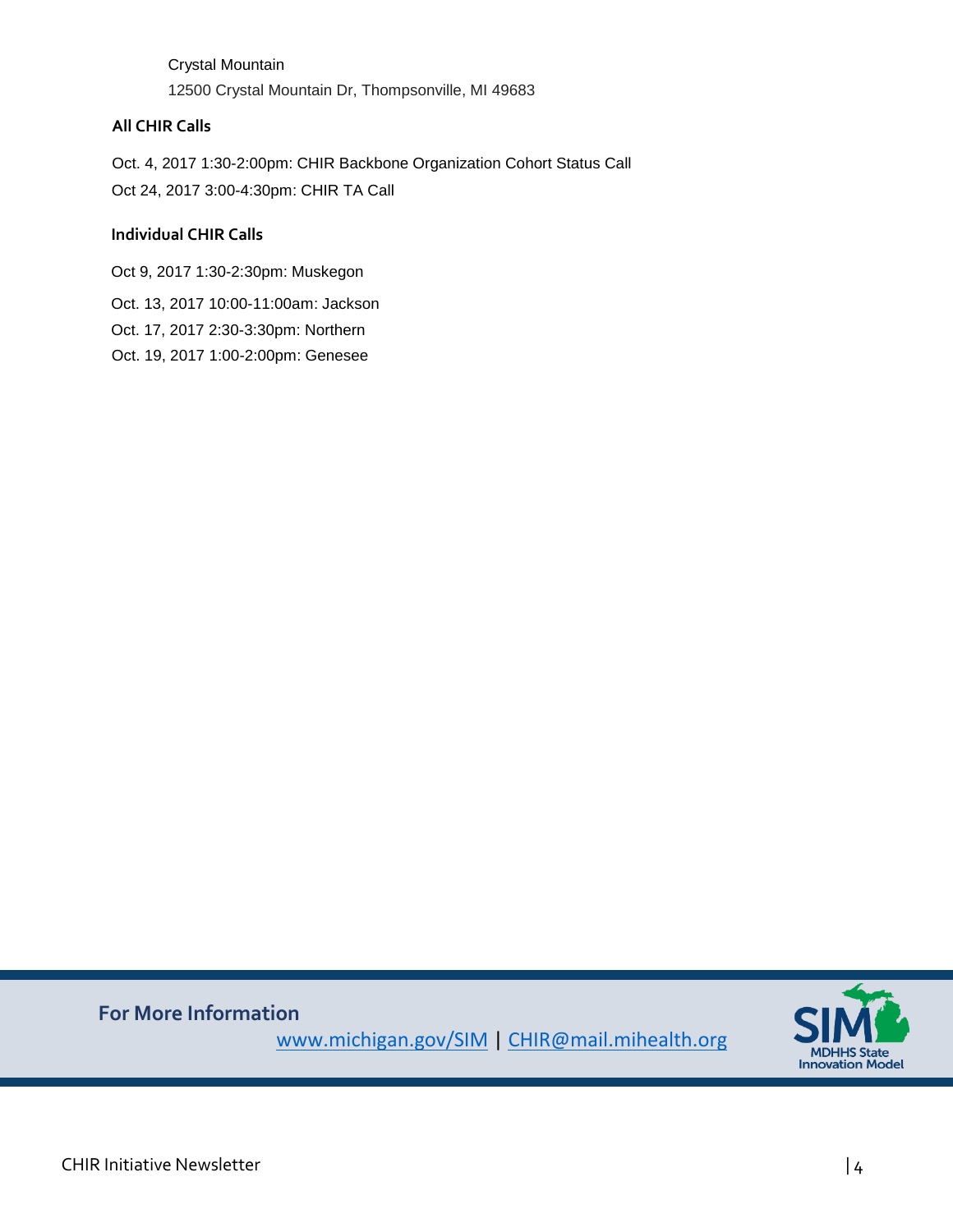Crystal Mountain

12500 Crystal Mountain Dr, Thompsonville, MI 49683

**All CHIR Calls**

Oct. 4, 2017 1:30-2:00pm: CHIR Backbone Organization Cohort Status Call

Oct 24, 2017 3:00-4:30pm: CHIR TA Call

**Individual CHIR Calls**

Oct 9, 2017 1:30-2:30pm: Muskegon

Oct. 13, 2017 10:00-11:00am: Jackson

Oct. 17, 2017 2:30-3:30pm: Northern

Oct. 19, 2017 1:00-2:00pm: Genesee

**For More Information**

www.michigan.gov/SIM | CHIR@mail.mihealth.org

SIM MDHHS State Innovation Model